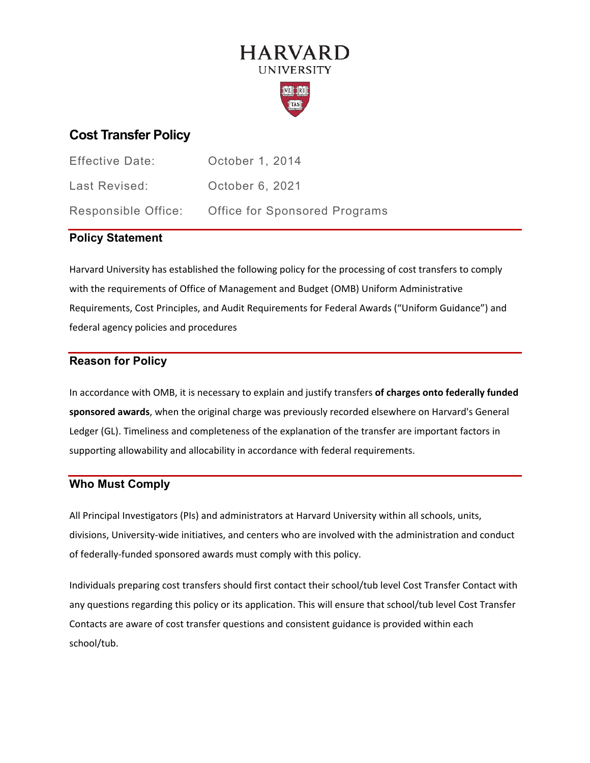# HARVARD

UNIVERSITY

## Cost Transfer Policy

| | |
|---|---|
| Effective Date: | October 1, 2014 |
| Last Revised: | October 6, 2021 |
| Responsible Office: | Office for Sponsored Programs |

### Policy Statement

Harvard University has established the following policy for the processing of cost transfers to comply with the requirements of Office of Management and Budget (OMB) Uniform Administrative Requirements, Cost Principles, and Audit Requirements for Federal Awards ("Uniform Guidance") and federal agency policies and procedures

### Reason for Policy

In accordance with OMB, it is necessary to explain and justify transfers **of charges onto federally funded sponsored awards**, when the original charge was previously recorded elsewhere on Harvard's General Ledger (GL). Timeliness and completeness of the explanation of the transfer are important factors in supporting allowability and allocability in accordance with federal requirements.

### Who Must Comply

All Principal Investigators (PIs) and administrators at Harvard University within all schools, units, divisions, University-wide initiatives, and centers who are involved with the administration and conduct of federally-funded sponsored awards must comply with this policy.

Individuals preparing cost transfers should first contact their school/tub level Cost Transfer Contact with any questions regarding this policy or its application. This will ensure that school/tub level Cost Transfer Contacts are aware of cost transfer questions and consistent guidance is provided within each school/tub.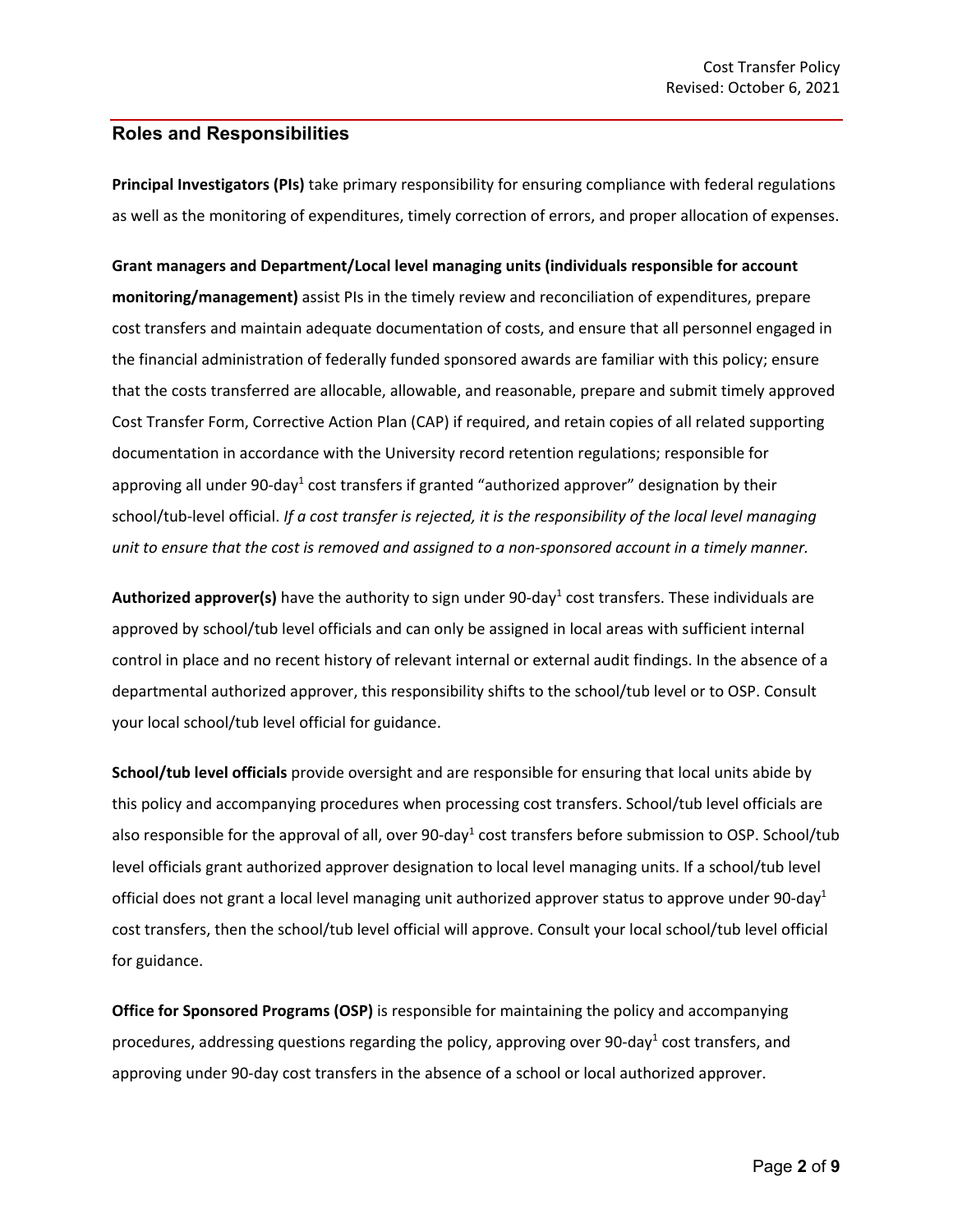## Roles and Responsibilities

**Principal Investigators (PIs)** take primary responsibility for ensuring compliance with federal regulations as well as the monitoring of expenditures, timely correction of errors, and proper allocation of expenses.

**Grant managers and Department/Local level managing units (individuals responsible for account monitoring/management)** assist PIs in the timely review and reconciliation of expenditures, prepare cost transfers and maintain adequate documentation of costs, and ensure that all personnel engaged in the financial administration of federally funded sponsored awards are familiar with this policy; ensure that the costs transferred are allocable, allowable, and reasonable, prepare and submit timely approved Cost Transfer Form, Corrective Action Plan (CAP) if required, and retain copies of all related supporting documentation in accordance with the University record retention regulations; responsible for approving all under 90-day[1] cost transfers if granted "authorized approver" designation by their school/tub-level official. *If a cost transfer is rejected, it is the responsibility of the local level managing unit to ensure that the cost is removed and assigned to a non-sponsored account in a timely manner.*

**Authorized approver(s)** have the authority to sign under 90-day[1] cost transfers. These individuals are approved by school/tub level officials and can only be assigned in local areas with sufficient internal control in place and no recent history of relevant internal or external audit findings. In the absence of a departmental authorized approver, this responsibility shifts to the school/tub level or to OSP. Consult your local school/tub level official for guidance.

**School/tub level officials** provide oversight and are responsible for ensuring that local units abide by this policy and accompanying procedures when processing cost transfers. School/tub level officials are also responsible for the approval of all, over 90-day[1] cost transfers before submission to OSP. School/tub level officials grant authorized approver designation to local level managing units. If a school/tub level official does not grant a local level managing unit authorized approver status to approve under 90-day[1] cost transfers, then the school/tub level official will approve. Consult your local school/tub level official for guidance.

**Office for Sponsored Programs (OSP)** is responsible for maintaining the policy and accompanying procedures, addressing questions regarding the policy, approving over 90-day[1] cost transfers, and approving under 90-day cost transfers in the absence of a school or local authorized approver.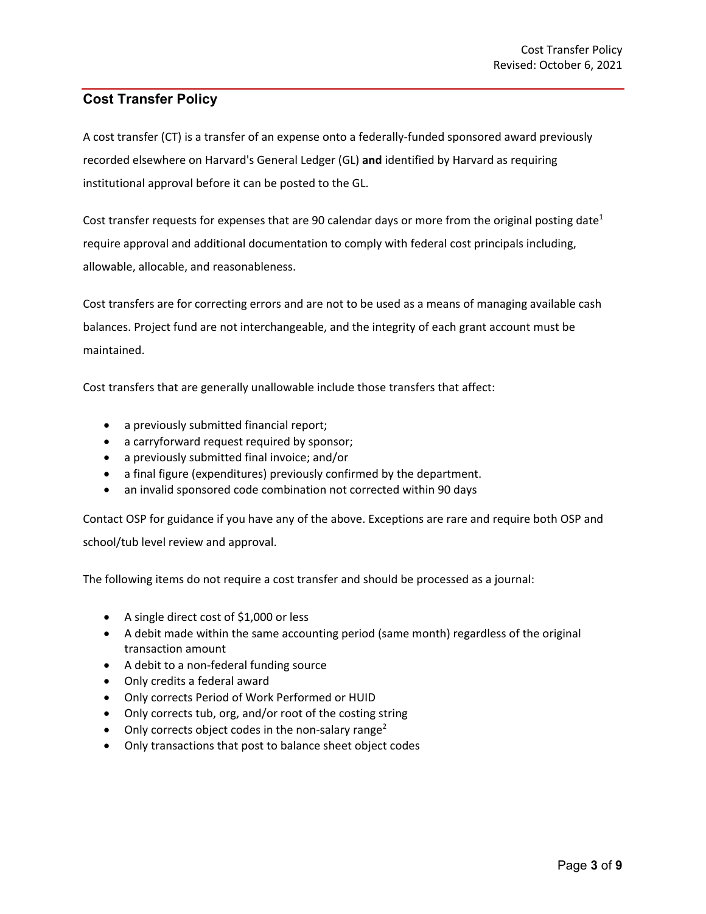## Cost Transfer Policy

A cost transfer (CT) is a transfer of an expense onto a federally-funded sponsored award previously recorded elsewhere on Harvard's General Ledger (GL) **and** identified by Harvard as requiring institutional approval before it can be posted to the GL.

Cost transfer requests for expenses that are 90 calendar days or more from the original posting date[1] require approval and additional documentation to comply with federal cost principals including, allowable, allocable, and reasonableness.

Cost transfers are for correcting errors and are not to be used as a means of managing available cash balances. Project fund are not interchangeable, and the integrity of each grant account must be maintained.

Cost transfers that are generally unallowable include those transfers that affect:

- a previously submitted financial report;
- a carryforward request required by sponsor;
- a previously submitted final invoice; and/or
- a final figure (expenditures) previously confirmed by the department.
- an invalid sponsored code combination not corrected within 90 days

Contact OSP for guidance if you have any of the above. Exceptions are rare and require both OSP and school/tub level review and approval.

The following items do not require a cost transfer and should be processed as a journal:

- A single direct cost of $1,000 or less
- A debit made within the same accounting period (same month) regardless of the original transaction amount
- A debit to a non-federal funding source
- Only credits a federal award
- Only corrects Period of Work Performed or HUID
- Only corrects tub, org, and/or root of the costing string
- Only corrects object codes in the non-salary range[2]
- Only transactions that post to balance sheet object codes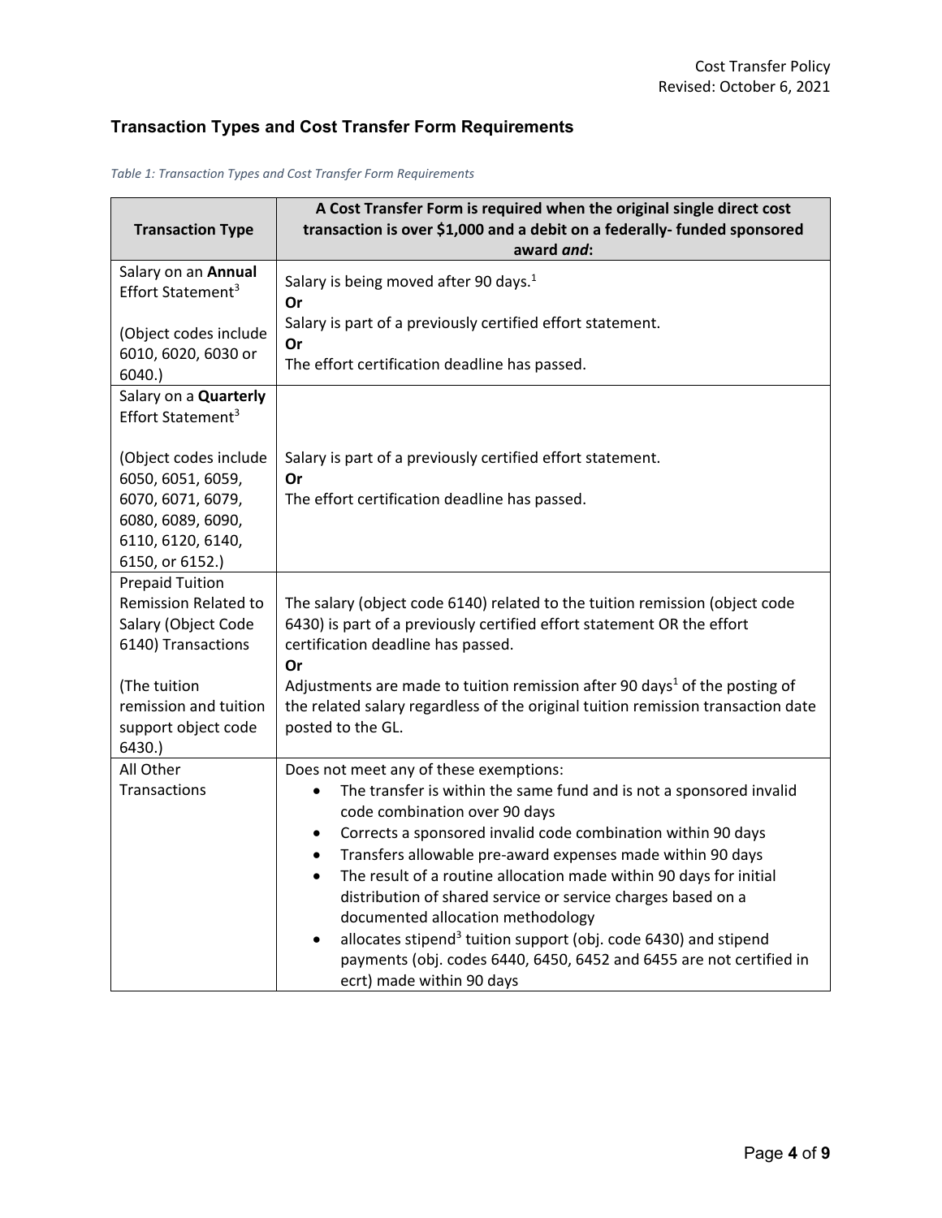## Transaction Types and Cost Transfer Form Requirements

*Table 1: Transaction Types and Cost Transfer Form Requirements*

| Transaction Type | A Cost Transfer Form is required when the original single direct cost transaction is over $1,000 and a debit on a federally- funded sponsored award *and*: |
|---|---|
| Salary on an **Annual** Effort Statement[3]<br><br>(Object codes include 6010, 6020, 6030 or 6040.) | Salary is being moved after 90 days.[1]<br>**Or**<br>Salary is part of a previously certified effort statement.<br>**Or**<br>The effort certification deadline has passed. |
| Salary on a **Quarterly** Effort Statement[3]<br><br>(Object codes include 6050, 6051, 6059, 6070, 6071, 6079, 6080, 6089, 6090, 6110, 6120, 6140, 6150, or 6152.) | Salary is part of a previously certified effort statement.<br>**Or**<br>The effort certification deadline has passed. |
| Prepaid Tuition Remission Related to Salary (Object Code 6140) Transactions<br><br>(The tuition remission and tuition support object code 6430.) | The salary (object code 6140) related to the tuition remission (object code 6430) is part of a previously certified effort statement OR the effort certification deadline has passed.<br>**Or**<br>Adjustments are made to tuition remission after 90 days[1] of the posting of the related salary regardless of the original tuition remission transaction date posted to the GL. |
| All Other Transactions | Does not meet any of these exemptions:<br>• The transfer is within the same fund and is not a sponsored invalid code combination over 90 days<br>• Corrects a sponsored invalid code combination within 90 days<br>• Transfers allowable pre-award expenses made within 90 days<br>• The result of a routine allocation made within 90 days for initial distribution of shared service or service charges based on a documented allocation methodology<br>• allocates stipend[3] tuition support (obj. code 6430) and stipend payments (obj. codes 6440, 6450, 6452 and 6455 are not certified in ecrt) made within 90 days |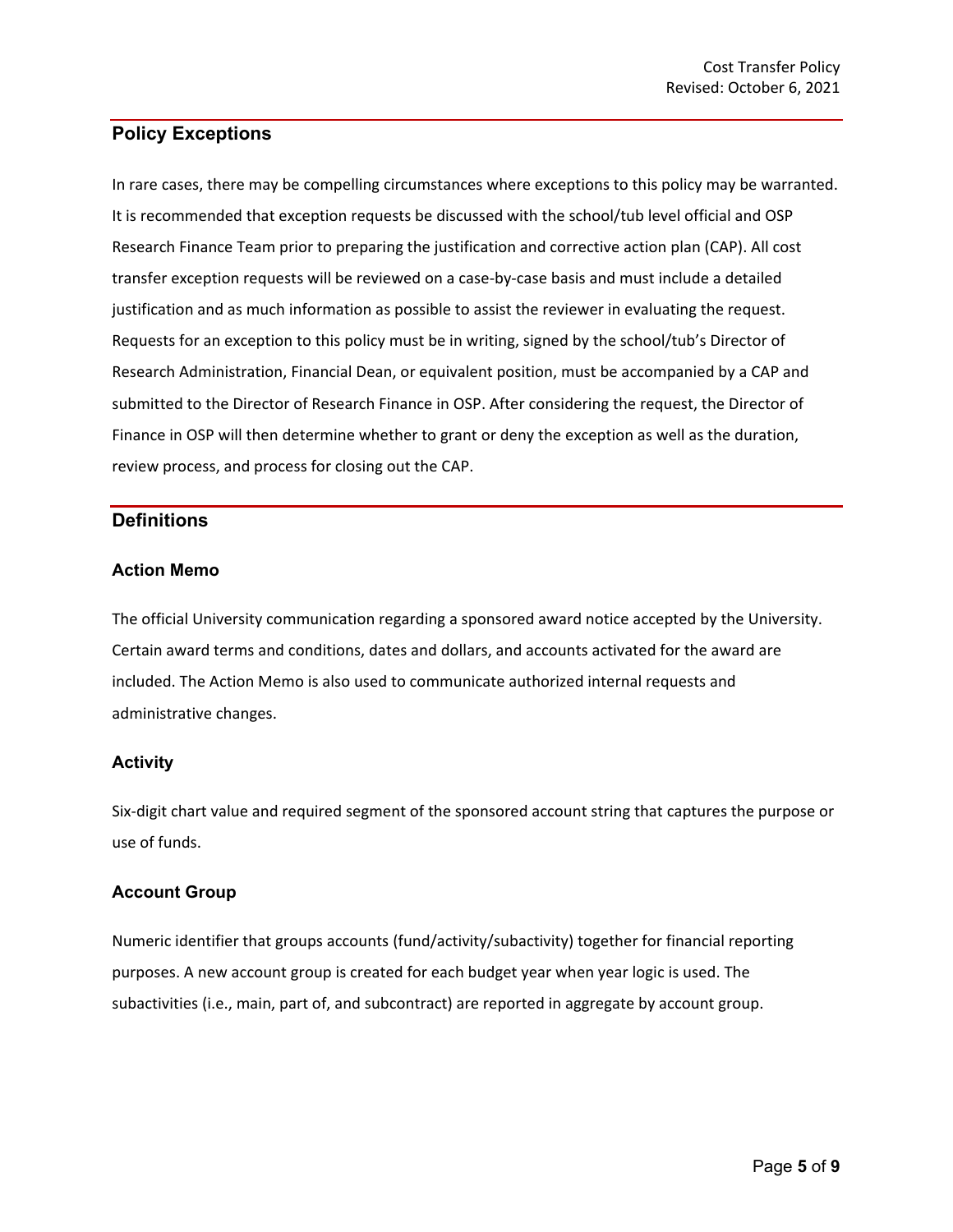## Policy Exceptions

In rare cases, there may be compelling circumstances where exceptions to this policy may be warranted. It is recommended that exception requests be discussed with the school/tub level official and OSP Research Finance Team prior to preparing the justification and corrective action plan (CAP). All cost transfer exception requests will be reviewed on a case-by-case basis and must include a detailed justification and as much information as possible to assist the reviewer in evaluating the request. Requests for an exception to this policy must be in writing, signed by the school/tub's Director of Research Administration, Financial Dean, or equivalent position, must be accompanied by a CAP and submitted to the Director of Research Finance in OSP. After considering the request, the Director of Finance in OSP will then determine whether to grant or deny the exception as well as the duration, review process, and process for closing out the CAP.

## Definitions

### Action Memo

The official University communication regarding a sponsored award notice accepted by the University. Certain award terms and conditions, dates and dollars, and accounts activated for the award are included. The Action Memo is also used to communicate authorized internal requests and administrative changes.

### Activity

Six-digit chart value and required segment of the sponsored account string that captures the purpose or use of funds.

### Account Group

Numeric identifier that groups accounts (fund/activity/subactivity) together for financial reporting purposes. A new account group is created for each budget year when year logic is used. The subactivities (i.e., main, part of, and subcontract) are reported in aggregate by account group.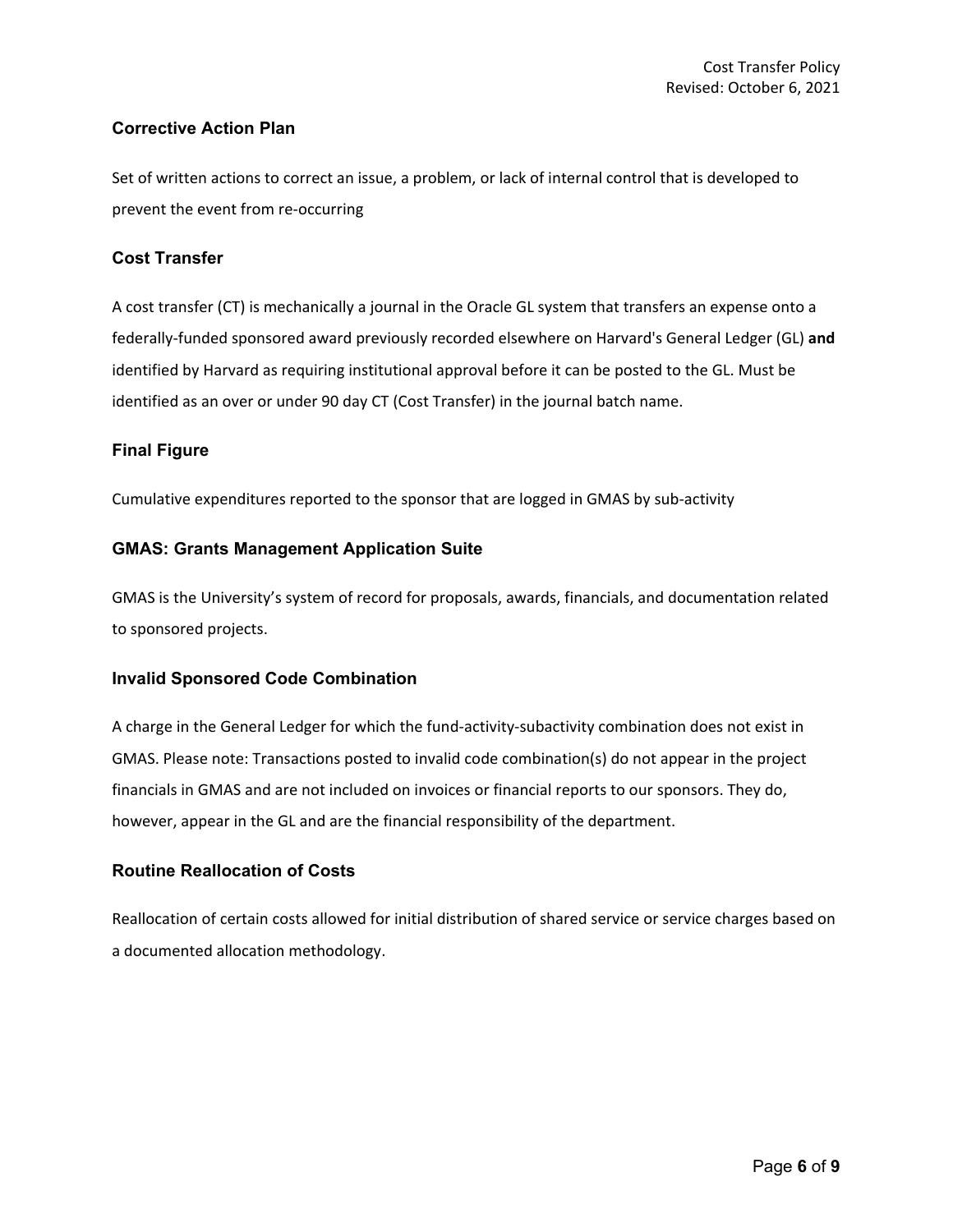### Corrective Action Plan

Set of written actions to correct an issue, a problem, or lack of internal control that is developed to prevent the event from re-occurring

### Cost Transfer

A cost transfer (CT) is mechanically a journal in the Oracle GL system that transfers an expense onto a federally-funded sponsored award previously recorded elsewhere on Harvard's General Ledger (GL) **and** identified by Harvard as requiring institutional approval before it can be posted to the GL. Must be identified as an over or under 90 day CT (Cost Transfer) in the journal batch name.

### Final Figure

Cumulative expenditures reported to the sponsor that are logged in GMAS by sub-activity

### GMAS: Grants Management Application Suite

GMAS is the University's system of record for proposals, awards, financials, and documentation related to sponsored projects.

### Invalid Sponsored Code Combination

A charge in the General Ledger for which the fund-activity-subactivity combination does not exist in GMAS. Please note: Transactions posted to invalid code combination(s) do not appear in the project financials in GMAS and are not included on invoices or financial reports to our sponsors. They do, however, appear in the GL and are the financial responsibility of the department.

### Routine Reallocation of Costs

Reallocation of certain costs allowed for initial distribution of shared service or service charges based on a documented allocation methodology.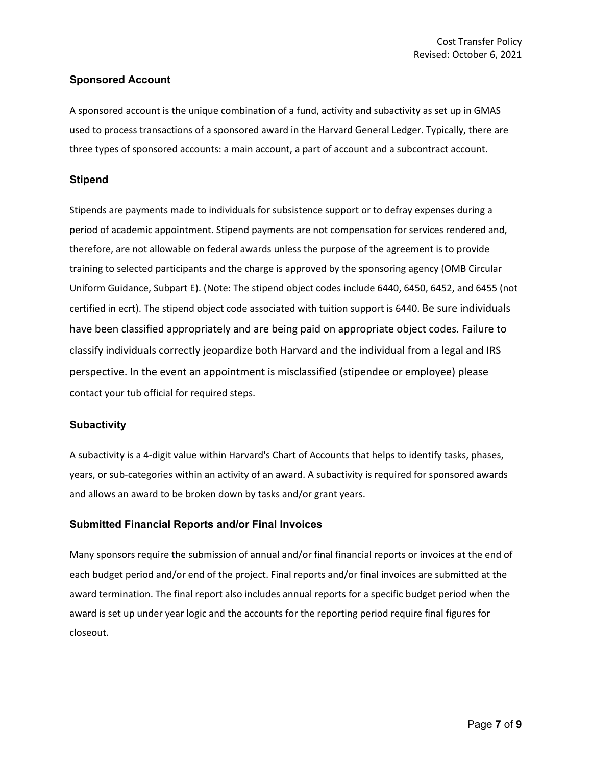### Sponsored Account

A sponsored account is the unique combination of a fund, activity and subactivity as set up in GMAS used to process transactions of a sponsored award in the Harvard General Ledger. Typically, there are three types of sponsored accounts: a main account, a part of account and a subcontract account.

### Stipend

Stipends are payments made to individuals for subsistence support or to defray expenses during a period of academic appointment. Stipend payments are not compensation for services rendered and, therefore, are not allowable on federal awards unless the purpose of the agreement is to provide training to selected participants and the charge is approved by the sponsoring agency (OMB Circular Uniform Guidance, Subpart E). (Note: The stipend object codes include 6440, 6450, 6452, and 6455 (not certified in ecrt). The stipend object code associated with tuition support is 6440. Be sure individuals have been classified appropriately and are being paid on appropriate object codes. Failure to classify individuals correctly jeopardize both Harvard and the individual from a legal and IRS perspective. In the event an appointment is misclassified (stipendee or employee) please contact your tub official for required steps.

### Subactivity

A subactivity is a 4-digit value within Harvard's Chart of Accounts that helps to identify tasks, phases, years, or sub-categories within an activity of an award. A subactivity is required for sponsored awards and allows an award to be broken down by tasks and/or grant years.

### Submitted Financial Reports and/or Final Invoices

Many sponsors require the submission of annual and/or final financial reports or invoices at the end of each budget period and/or end of the project. Final reports and/or final invoices are submitted at the award termination. The final report also includes annual reports for a specific budget period when the award is set up under year logic and the accounts for the reporting period require final figures for closeout.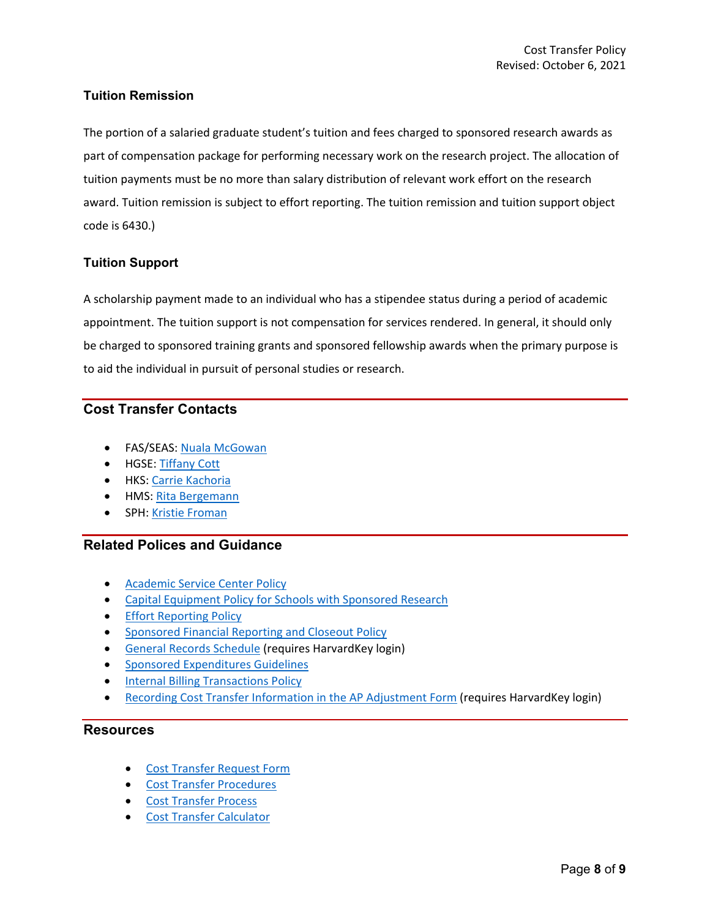### Tuition Remission

The portion of a salaried graduate student's tuition and fees charged to sponsored research awards as part of compensation package for performing necessary work on the research project. The allocation of tuition payments must be no more than salary distribution of relevant work effort on the research award. Tuition remission is subject to effort reporting. The tuition remission and tuition support object code is 6430.)

### Tuition Support

A scholarship payment made to an individual who has a stipendee status during a period of academic appointment. The tuition support is not compensation for services rendered. In general, it should only be charged to sponsored training grants and sponsored fellowship awards when the primary purpose is to aid the individual in pursuit of personal studies or research.

## Cost Transfer Contacts

- FAS/SEAS: Nuala McGowan
- HGSE: Tiffany Cott
- HKS: Carrie Kachoria
- HMS: Rita Bergemann
- SPH: Kristie Froman

## Related Polices and Guidance

- Academic Service Center Policy
- Capital Equipment Policy for Schools with Sponsored Research
- Effort Reporting Policy
- Sponsored Financial Reporting and Closeout Policy
- General Records Schedule (requires HarvardKey login)
- Sponsored Expenditures Guidelines
- Internal Billing Transactions Policy
- Recording Cost Transfer Information in the AP Adjustment Form (requires HarvardKey login)

## Resources

- Cost Transfer Request Form
- Cost Transfer Procedures
- Cost Transfer Process
- Cost Transfer Calculator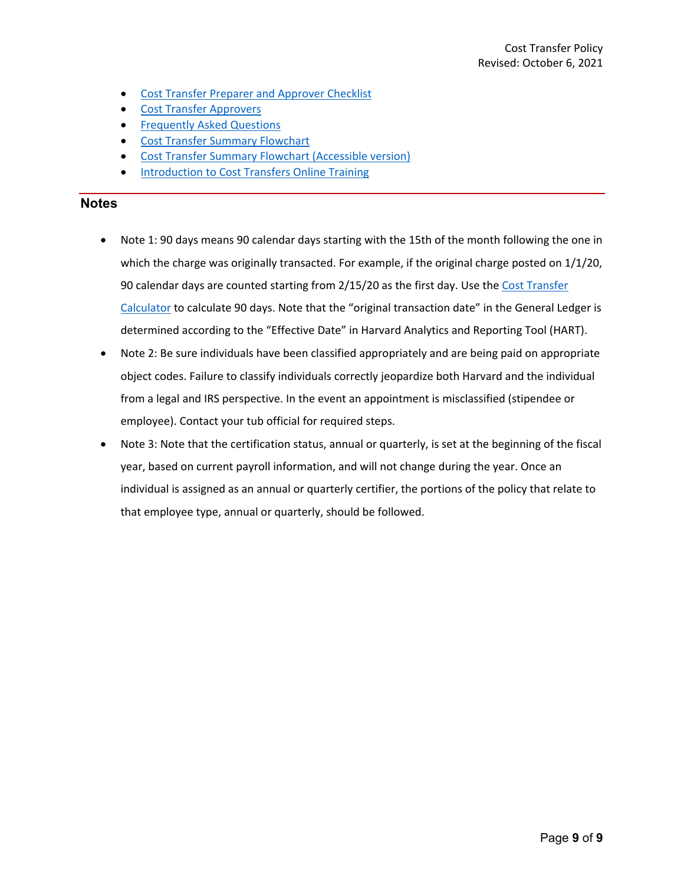- Cost Transfer Preparer and Approver Checklist
- Cost Transfer Approvers
- Frequently Asked Questions
- Cost Transfer Summary Flowchart
- Cost Transfer Summary Flowchart (Accessible version)
- Introduction to Cost Transfers Online Training

## Notes

- Note 1: 90 days means 90 calendar days starting with the 15th of the month following the one in which the charge was originally transacted. For example, if the original charge posted on 1/1/20, 90 calendar days are counted starting from 2/15/20 as the first day. Use the Cost Transfer Calculator to calculate 90 days. Note that the "original transaction date" in the General Ledger is determined according to the "Effective Date" in Harvard Analytics and Reporting Tool (HART).
- Note 2: Be sure individuals have been classified appropriately and are being paid on appropriate object codes. Failure to classify individuals correctly jeopardize both Harvard and the individual from a legal and IRS perspective. In the event an appointment is misclassified (stipendee or employee). Contact your tub official for required steps.
- Note 3: Note that the certification status, annual or quarterly, is set at the beginning of the fiscal year, based on current payroll information, and will not change during the year. Once an individual is assigned as an annual or quarterly certifier, the portions of the policy that relate to that employee type, annual or quarterly, should be followed.